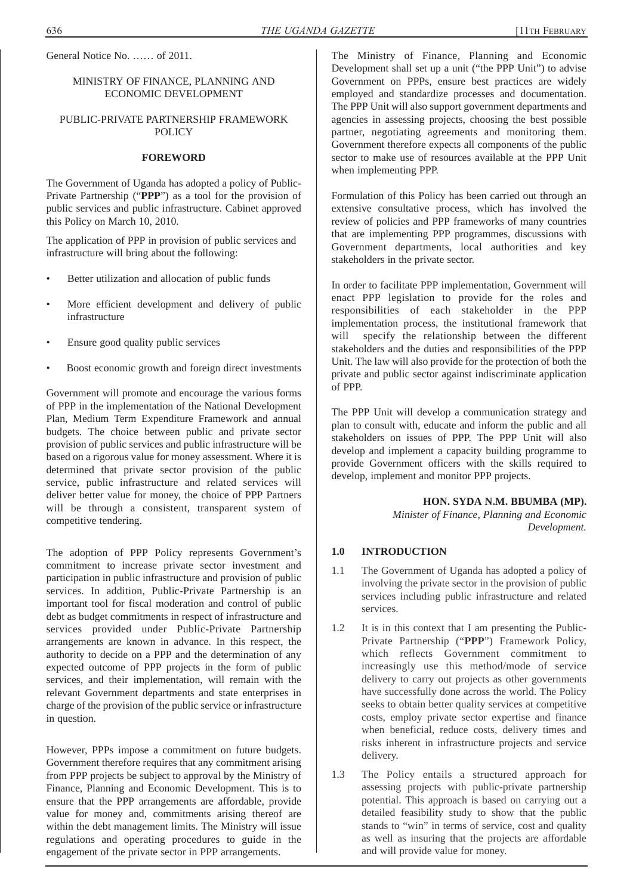General Notice No. …… of 2011.

MINISTRY OF FINANCE, PLANNING AND ECONOMIC DEVELOPMENT

PUBLIC-PRIVATE PARTNERSHIP FRAMEWORK POLICY

## FOREWORD

The Government of Uganda has adopted a policy of Public-Private Partnership ("**PPP**") as a tool for the provision of public services and public infrastructure. Cabinet approved this Policy on March 10, 2010.

The application of PPP in provision of public services and infrastructure will bring about the following:

- Better utilization and allocation of public funds
- More efficient development and delivery of public infrastructure
- Ensure good quality public services
- Boost economic growth and foreign direct investments

Government will promote and encourage the various forms of PPP in the implementation of the National Development Plan, Medium Term Expenditure Framework and annual budgets. The choice between public and private sector provision of public services and public infrastructure will be based on a rigorous value for money assessment. Where it is determined that private sector provision of the public service, public infrastructure and related services will deliver better value for money, the choice of PPP Partners will be through a consistent, transparent system of competitive tendering.

The adoption of PPP Policy represents Government's commitment to increase private sector investment and participation in public infrastructure and provision of public services. In addition, Public-Private Partnership is an important tool for fiscal moderation and control of public debt as budget commitments in respect of infrastructure and services provided under Public-Private Partnership arrangements are known in advance. In this respect, the authority to decide on a PPP and the determination of any expected outcome of PPP projects in the form of public services, and their implementation, will remain with the relevant Government departments and state enterprises in charge of the provision of the public service or infrastructure in question.

However, PPPs impose a commitment on future budgets. Government therefore requires that any commitment arising from PPP projects be subject to approval by the Ministry of Finance, Planning and Economic Development. This is to ensure that the PPP arrangements are affordable, provide value for money and, commitments arising thereof are within the debt management limits. The Ministry will issue regulations and operating procedures to guide in the engagement of the private sector in PPP arrangements.

The Ministry of Finance, Planning and Economic Development shall set up a unit ("the PPP Unit") to advise Government on PPPs, ensure best practices are widely employed and standardize processes and documentation. The PPP Unit will also support government departments and agencies in assessing projects, choosing the best possible partner, negotiating agreements and monitoring them. Government therefore expects all components of the public sector to make use of resources available at the PPP Unit when implementing PPP.

Formulation of this Policy has been carried out through an extensive consultative process, which has involved the review of policies and PPP frameworks of many countries that are implementing PPP programmes, discussions with Government departments, local authorities and key stakeholders in the private sector.

In order to facilitate PPP implementation, Government will enact PPP legislation to provide for the roles and responsibilities of each stakeholder in the PPP implementation process, the institutional framework that will specify the relationship between the different stakeholders and the duties and responsibilities of the PPP Unit. The law will also provide for the protection of both the private and public sector against indiscriminate application of PPP.

The PPP Unit will develop a communication strategy and plan to consult with, educate and inform the public and all stakeholders on issues of PPP. The PPP Unit will also develop and implement a capacity building programme to provide Government officers with the skills required to develop, implement and monitor PPP projects.

**HON. SYDA N.M. BBUMBA (MP).**
*Minister of Finance, Planning and Economic Development.*

## 1.0 INTRODUCTION

1.1 The Government of Uganda has adopted a policy of involving the private sector in the provision of public services including public infrastructure and related services.

1.2 It is in this context that I am presenting the Public-Private Partnership ("**PPP**") Framework Policy, which reflects Government commitment to increasingly use this method/mode of service delivery to carry out projects as other governments have successfully done across the world. The Policy seeks to obtain better quality services at competitive costs, employ private sector expertise and finance when beneficial, reduce costs, delivery times and risks inherent in infrastructure projects and service delivery.

1.3 The Policy entails a structured approach for assessing projects with public-private partnership potential. This approach is based on carrying out a detailed feasibility study to show that the public stands to "win" in terms of service, cost and quality as well as insuring that the projects are affordable and will provide value for money.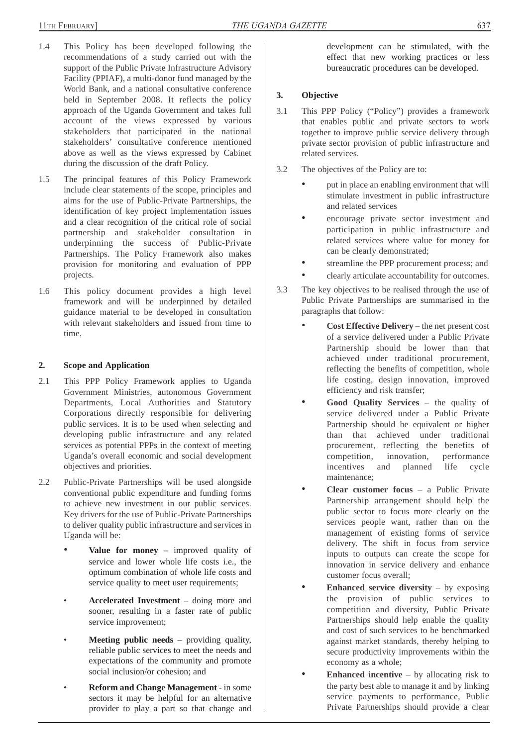1.4 This Policy has been developed following the recommendations of a study carried out with the support of the Public Private Infrastructure Advisory Facility (PPIAF), a multi-donor fund managed by the World Bank, and a national consultative conference held in September 2008. It reflects the policy approach of the Uganda Government and takes full account of the views expressed by various stakeholders that participated in the national stakeholders' consultative conference mentioned above as well as the views expressed by Cabinet during the discussion of the draft Policy.

1.5 The principal features of this Policy Framework include clear statements of the scope, principles and aims for the use of Public-Private Partnerships, the identification of key project implementation issues and a clear recognition of the critical role of social partnership and stakeholder consultation in underpinning the success of Public-Private Partnerships. The Policy Framework also makes provision for monitoring and evaluation of PPP projects.

1.6 This policy document provides a high level framework and will be underpinned by detailed guidance material to be developed in consultation with relevant stakeholders and issued from time to time.

## 2. Scope and Application

2.1 This PPP Policy Framework applies to Uganda Government Ministries, autonomous Government Departments, Local Authorities and Statutory Corporations directly responsible for delivering public services. It is to be used when selecting and developing public infrastructure and any related services as potential PPPs in the context of meeting Uganda's overall economic and social development objectives and priorities.

2.2 Public-Private Partnerships will be used alongside conventional public expenditure and funding forms to achieve new investment in our public services. Key drivers for the use of Public-Private Partnerships to deliver quality public infrastructure and services in Uganda will be:

- **Value for money** – improved quality of service and lower whole life costs i.e., the optimum combination of whole life costs and service quality to meet user requirements;
- **Accelerated Investment** – doing more and sooner, resulting in a faster rate of public service improvement;
- **Meeting public needs** – providing quality, reliable public services to meet the needs and expectations of the community and promote social inclusion/or cohesion; and
- **Reform and Change Management** - in some sectors it may be helpful for an alternative provider to play a part so that change and development can be stimulated, with the effect that new working practices or less bureaucratic procedures can be developed.

## 3. Objective

3.1 This PPP Policy ("Policy") provides a framework that enables public and private sectors to work together to improve public service delivery through private sector provision of public infrastructure and related services.

3.2 The objectives of the Policy are to:

- put in place an enabling environment that will stimulate investment in public infrastructure and related services
- encourage private sector investment and participation in public infrastructure and related services where value for money for can be clearly demonstrated;
- streamline the PPP procurement process; and
- clearly articulate accountability for outcomes.

3.3 The key objectives to be realised through the use of Public Private Partnerships are summarised in the paragraphs that follow:

- **Cost Effective Delivery** – the net present cost of a service delivered under a Public Private Partnership should be lower than that achieved under traditional procurement, reflecting the benefits of competition, whole life costing, design innovation, improved efficiency and risk transfer;
- **Good Quality Services** – the quality of service delivered under a Public Private Partnership should be equivalent or higher than that achieved under traditional procurement, reflecting the benefits of competition, innovation, performance incentives and planned life cycle maintenance;
- **Clear customer focus** – a Public Private Partnership arrangement should help the public sector to focus more clearly on the services people want, rather than on the management of existing forms of service delivery. The shift in focus from service inputs to outputs can create the scope for innovation in service delivery and enhance customer focus overall;
- **Enhanced service diversity** – by exposing the provision of public services to competition and diversity, Public Private Partnerships should help enable the quality and cost of such services to be benchmarked against market standards, thereby helping to secure productivity improvements within the economy as a whole;
- **Enhanced incentive** – by allocating risk to the party best able to manage it and by linking service payments to performance, Public Private Partnerships should provide a clear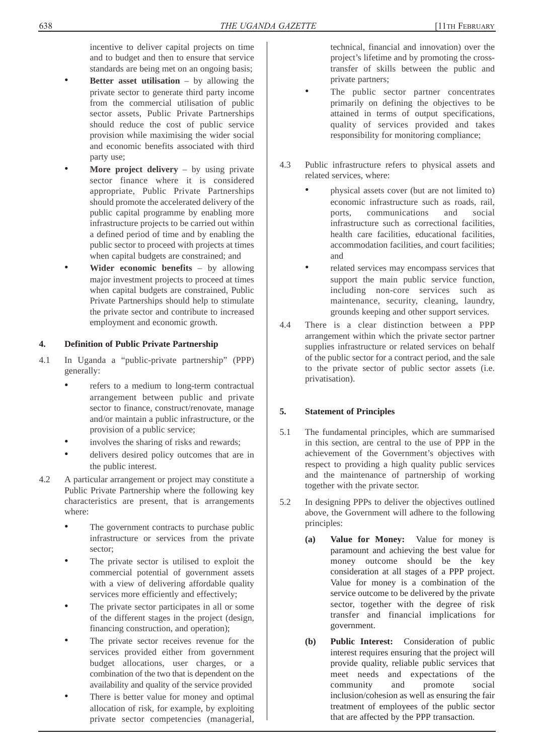incentive to deliver capital projects on time and to budget and then to ensure that service standards are being met on an ongoing basis;

- **Better asset utilisation** – by allowing the private sector to generate third party income from the commercial utilisation of public sector assets, Public Private Partnerships should reduce the cost of public service provision while maximising the wider social and economic benefits associated with third party use;
- **More project delivery** – by using private sector finance where it is considered appropriate, Public Private Partnerships should promote the accelerated delivery of the public capital programme by enabling more infrastructure projects to be carried out within a defined period of time and by enabling the public sector to proceed with projects at times when capital budgets are constrained; and
- **Wider economic benefits** – by allowing major investment projects to proceed at times when capital budgets are constrained, Public Private Partnerships should help to stimulate the private sector and contribute to increased employment and economic growth.

## 4. Definition of Public Private Partnership

4.1 In Uganda a "public-private partnership" (PPP) generally:

- refers to a medium to long-term contractual arrangement between public and private sector to finance, construct/renovate, manage and/or maintain a public infrastructure, or the provision of a public service;
- involves the sharing of risks and rewards;
- delivers desired policy outcomes that are in the public interest.

4.2 A particular arrangement or project may constitute a Public Private Partnership where the following key characteristics are present, that is arrangements where:

- The government contracts to purchase public infrastructure or services from the private sector;
- The private sector is utilised to exploit the commercial potential of government assets with a view of delivering affordable quality services more efficiently and effectively;
- The private sector participates in all or some of the different stages in the project (design, financing construction, and operation);
- The private sector receives revenue for the services provided either from government budget allocations, user charges, or a combination of the two that is dependent on the availability and quality of the service provided
- There is better value for money and optimal allocation of risk, for example, by exploiting private sector competencies (managerial, technical, financial and innovation) over the project's lifetime and by promoting the cross-transfer of skills between the public and private partners;
- The public sector partner concentrates primarily on defining the objectives to be attained in terms of output specifications, quality of services provided and takes responsibility for monitoring compliance;

4.3 Public infrastructure refers to physical assets and related services, where:

- physical assets cover (but are not limited to) economic infrastructure such as roads, rail, ports, communications and social infrastructure such as correctional facilities, health care facilities, educational facilities, accommodation facilities, and court facilities; and
- related services may encompass services that support the main public service function, including non-core services such as maintenance, security, cleaning, laundry, grounds keeping and other support services.

4.4 There is a clear distinction between a PPP arrangement within which the private sector partner supplies infrastructure or related services on behalf of the public sector for a contract period, and the sale to the private sector of public sector assets (i.e. privatisation).

## 5. Statement of Principles

5.1 The fundamental principles, which are summarised in this section, are central to the use of PPP in the achievement of the Government's objectives with respect to providing a high quality public services and the maintenance of partnership of working together with the private sector.

5.2 In designing PPPs to deliver the objectives outlined above, the Government will adhere to the following principles:

**(a) Value for Money:** Value for money is paramount and achieving the best value for money outcome should be the key consideration at all stages of a PPP project. Value for money is a combination of the service outcome to be delivered by the private sector, together with the degree of risk transfer and financial implications for government.

**(b) Public Interest:** Consideration of public interest requires ensuring that the project will provide quality, reliable public services that meet needs and expectations of the community and promote social inclusion/cohesion as well as ensuring the fair treatment of employees of the public sector that are affected by the PPP transaction.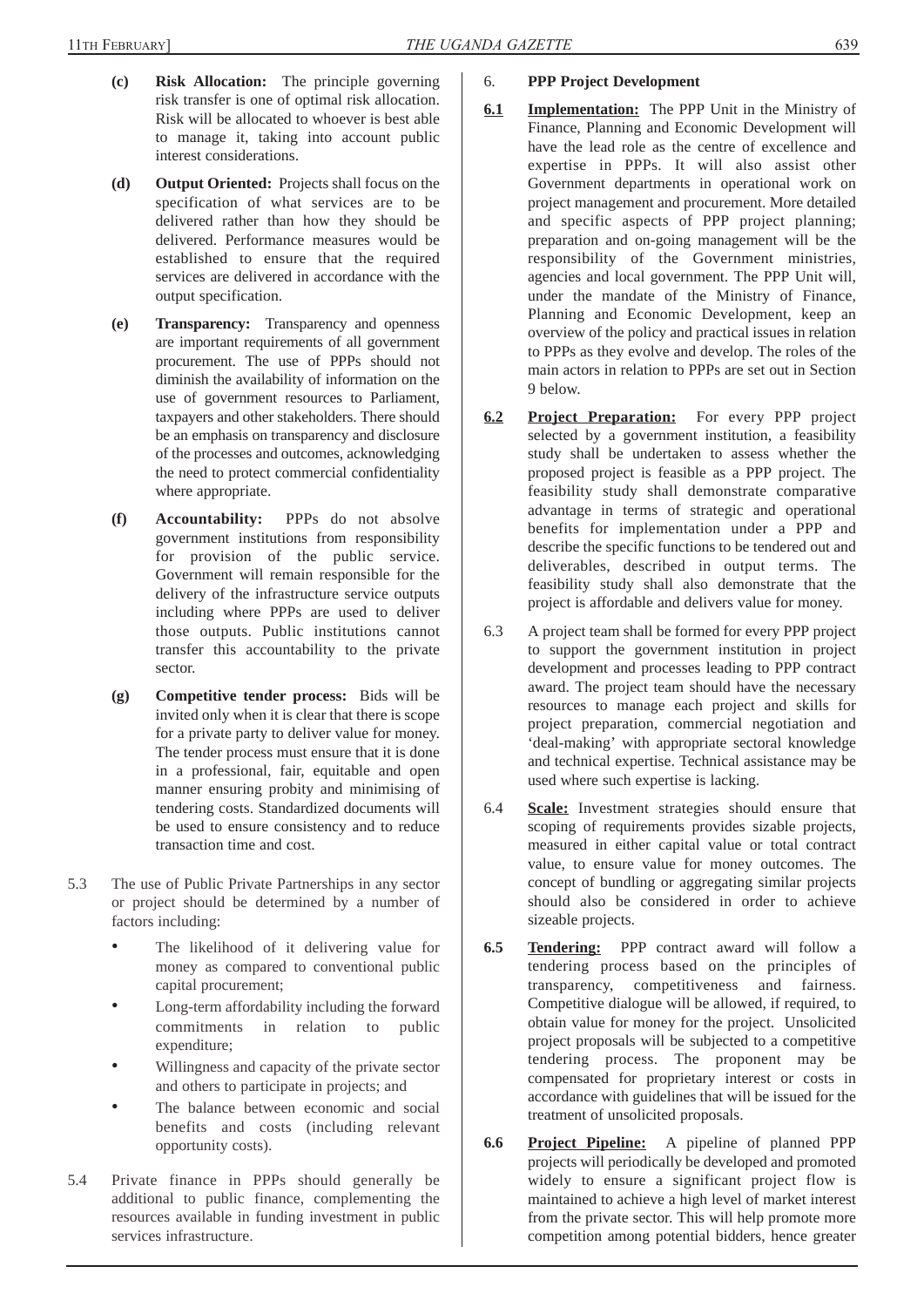**(c)** **Risk Allocation:** The principle governing risk transfer is one of optimal risk allocation. Risk will be allocated to whoever is best able to manage it, taking into account public interest considerations.

**(d)** **Output Oriented:** Projects shall focus on the specification of what services are to be delivered rather than how they should be delivered. Performance measures would be established to ensure that the required services are delivered in accordance with the output specification.

**(e)** **Transparency:** Transparency and openness are important requirements of all government procurement. The use of PPPs should not diminish the availability of information on the use of government resources to Parliament, taxpayers and other stakeholders. There should be an emphasis on transparency and disclosure of the processes and outcomes, acknowledging the need to protect commercial confidentiality where appropriate.

**(f)** **Accountability:** PPPs do not absolve government institutions from responsibility for provision of the public service. Government will remain responsible for the delivery of the infrastructure service outputs including where PPPs are used to deliver those outputs. Public institutions cannot transfer this accountability to the private sector.

**(g)** **Competitive tender process:** Bids will be invited only when it is clear that there is scope for a private party to deliver value for money. The tender process must ensure that it is done in a professional, fair, equitable and open manner ensuring probity and minimising of tendering costs. Standardized documents will be used to ensure consistency and to reduce transaction time and cost.

5.3 The use of Public Private Partnerships in any sector or project should be determined by a number of factors including:

- The likelihood of it delivering value for money as compared to conventional public capital procurement;
- Long-term affordability including the forward commitments in relation to public expenditure;
- Willingness and capacity of the private sector and others to participate in projects; and
- The balance between economic and social benefits and costs (including relevant opportunity costs).

5.4 Private finance in PPPs should generally be additional to public finance, complementing the resources available in funding investment in public services infrastructure.

## 6. PPP Project Development

**6.1** **Implementation:** The PPP Unit in the Ministry of Finance, Planning and Economic Development will have the lead role as the centre of excellence and expertise in PPPs. It will also assist other Government departments in operational work on project management and procurement. More detailed and specific aspects of PPP project planning; preparation and on-going management will be the responsibility of the Government ministries, agencies and local government. The PPP Unit will, under the mandate of the Ministry of Finance, Planning and Economic Development, keep an overview of the policy and practical issues in relation to PPPs as they evolve and develop. The roles of the main actors in relation to PPPs are set out in Section 9 below.

**6.2** **Project Preparation:** For every PPP project selected by a government institution, a feasibility study shall be undertaken to assess whether the proposed project is feasible as a PPP project. The feasibility study shall demonstrate comparative advantage in terms of strategic and operational benefits for implementation under a PPP and describe the specific functions to be tendered out and deliverables, described in output terms. The feasibility study shall also demonstrate that the project is affordable and delivers value for money.

6.3 A project team shall be formed for every PPP project to support the government institution in project development and processes leading to PPP contract award. The project team should have the necessary resources to manage each project and skills for project preparation, commercial negotiation and 'deal-making' with appropriate sectoral knowledge and technical expertise. Technical assistance may be used where such expertise is lacking.

6.4 **Scale:** Investment strategies should ensure that scoping of requirements provides sizable projects, measured in either capital value or total contract value, to ensure value for money outcomes. The concept of bundling or aggregating similar projects should also be considered in order to achieve sizeable projects.

**6.5** **Tendering:** PPP contract award will follow a tendering process based on the principles of transparency, competitiveness and fairness. Competitive dialogue will be allowed, if required, to obtain value for money for the project. Unsolicited project proposals will be subjected to a competitive tendering process. The proponent may be compensated for proprietary interest or costs in accordance with guidelines that will be issued for the treatment of unsolicited proposals.

**6.6** **Project Pipeline:** A pipeline of planned PPP projects will periodically be developed and promoted widely to ensure a significant project flow is maintained to achieve a high level of market interest from the private sector. This will help promote more competition among potential bidders, hence greater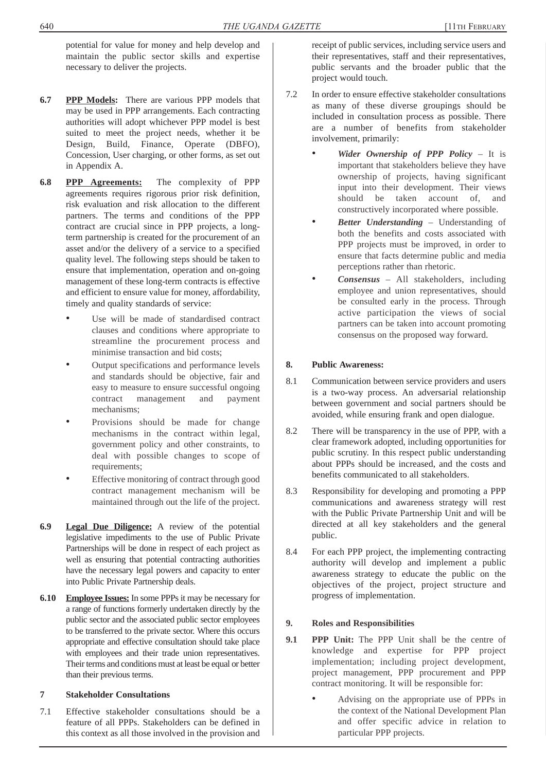potential for value for money and help develop and maintain the public sector skills and expertise necessary to deliver the projects.

**6.7** **PPP Models:** There are various PPP models that may be used in PPP arrangements. Each contracting authorities will adopt whichever PPP model is best suited to meet the project needs, whether it be Design, Build, Finance, Operate (DBFO), Concession, User charging, or other forms, as set out in Appendix A.

**6.8** **PPP Agreements:** The complexity of PPP agreements requires rigorous prior risk definition, risk evaluation and risk allocation to the different partners. The terms and conditions of the PPP contract are crucial since in PPP projects, a long-term partnership is created for the procurement of an asset and/or the delivery of a service to a specified quality level. The following steps should be taken to ensure that implementation, operation and on-going management of these long-term contracts is effective and efficient to ensure value for money, affordability, timely and quality standards of service:

- Use will be made of standardised contract clauses and conditions where appropriate to streamline the procurement process and minimise transaction and bid costs;
- Output specifications and performance levels and standards should be objective, fair and easy to measure to ensure successful ongoing contract management and payment mechanisms;
- Provisions should be made for change mechanisms in the contract within legal, government policy and other constraints, to deal with possible changes to scope of requirements;
- Effective monitoring of contract through good contract management mechanism will be maintained through out the life of the project.

**6.9** **Legal Due Diligence:** A review of the potential legislative impediments to the use of Public Private Partnerships will be done in respect of each project as well as ensuring that potential contracting authorities have the necessary legal powers and capacity to enter into Public Private Partnership deals.

**6.10** **Employee Issues:** In some PPPs it may be necessary for a range of functions formerly undertaken directly by the public sector and the associated public sector employees to be transferred to the private sector. Where this occurs appropriate and effective consultation should take place with employees and their trade union representatives. Their terms and conditions must at least be equal or better than their previous terms.

## 7 Stakeholder Consultations

7.1 Effective stakeholder consultations should be a feature of all PPPs. Stakeholders can be defined in this context as all those involved in the provision and receipt of public services, including service users and their representatives, staff and their representatives, public servants and the broader public that the project would touch.

7.2 In order to ensure effective stakeholder consultations as many of these diverse groupings should be included in consultation process as possible. There are a number of benefits from stakeholder involvement, primarily:

- ***Wider Ownership of PPP Policy*** – It is important that stakeholders believe they have ownership of projects, having significant input into their development. Their views should be taken account of, and constructively incorporated where possible.
- ***Better Understanding*** – Understanding of both the benefits and costs associated with PPP projects must be improved, in order to ensure that facts determine public and media perceptions rather than rhetoric.
- ***Consensus*** – All stakeholders, including employee and union representatives, should be consulted early in the process. Through active participation the views of social partners can be taken into account promoting consensus on the proposed way forward.

## 8. Public Awareness:

8.1 Communication between service providers and users is a two-way process. An adversarial relationship between government and social partners should be avoided, while ensuring frank and open dialogue.

8.2 There will be transparency in the use of PPP, with a clear framework adopted, including opportunities for public scrutiny. In this respect public understanding about PPPs should be increased, and the costs and benefits communicated to all stakeholders.

8.3 Responsibility for developing and promoting a PPP communications and awareness strategy will rest with the Public Private Partnership Unit and will be directed at all key stakeholders and the general public.

8.4 For each PPP project, the implementing contracting authority will develop and implement a public awareness strategy to educate the public on the objectives of the project, project structure and progress of implementation.

## 9. Roles and Responsibilities

**9.1** **PPP Unit:** The PPP Unit shall be the centre of knowledge and expertise for PPP project implementation; including project development, project management, PPP procurement and PPP contract monitoring. It will be responsible for:

- Advising on the appropriate use of PPPs in the context of the National Development Plan and offer specific advice in relation to particular PPP projects.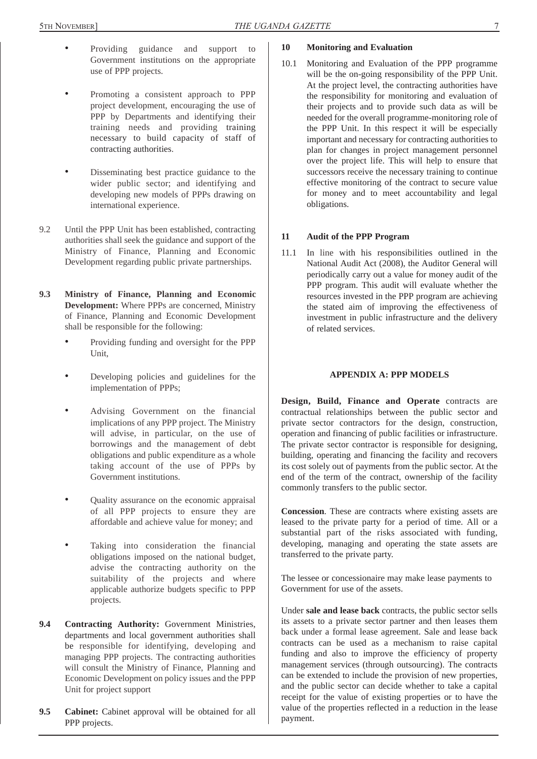- Providing guidance and support to Government institutions on the appropriate use of PPP projects.

- Promoting a consistent approach to PPP project development, encouraging the use of PPP by Departments and identifying their training needs and providing training necessary to build capacity of staff of contracting authorities.

- Disseminating best practice guidance to the wider public sector; and identifying and developing new models of PPPs drawing on international experience.

9.2 Until the PPP Unit has been established, contracting authorities shall seek the guidance and support of the Ministry of Finance, Planning and Economic Development regarding public private partnerships.

**9.3 Ministry of Finance, Planning and Economic Development:** Where PPPs are concerned, Ministry of Finance, Planning and Economic Development shall be responsible for the following:

- Providing funding and oversight for the PPP Unit,

- Developing policies and guidelines for the implementation of PPPs;

- Advising Government on the financial implications of any PPP project. The Ministry will advise, in particular, on the use of borrowings and the management of debt obligations and public expenditure as a whole taking account of the use of PPPs by Government institutions.

- Quality assurance on the economic appraisal of all PPP projects to ensure they are affordable and achieve value for money; and

- Taking into consideration the financial obligations imposed on the national budget, advise the contracting authority on the suitability of the projects and where applicable authorize budgets specific to PPP projects.

**9.4 Contracting Authority:** Government Ministries, departments and local government authorities shall be responsible for identifying, developing and managing PPP projects. The contracting authorities will consult the Ministry of Finance, Planning and Economic Development on policy issues and the PPP Unit for project support

**9.5 Cabinet:** Cabinet approval will be obtained for all PPP projects.

### 10 Monitoring and Evaluation

10.1 Monitoring and Evaluation of the PPP programme will be the on-going responsibility of the PPP Unit. At the project level, the contracting authorities have the responsibility for monitoring and evaluation of their projects and to provide such data as will be needed for the overall programme-monitoring role of the PPP Unit. In this respect it will be especially important and necessary for contracting authorities to plan for changes in project management personnel over the project life. This will help to ensure that successors receive the necessary training to continue effective monitoring of the contract to secure value for money and to meet accountability and legal obligations.

### 11 Audit of the PPP Program

11.1 In line with his responsibilities outlined in the National Audit Act (2008), the Auditor General will periodically carry out a value for money audit of the PPP program. This audit will evaluate whether the resources invested in the PPP program are achieving the stated aim of improving the effectiveness of investment in public infrastructure and the delivery of related services.

## APPENDIX A: PPP MODELS

**Design, Build, Finance and Operate** contracts are contractual relationships between the public sector and private sector contractors for the design, construction, operation and financing of public facilities or infrastructure. The private sector contractor is responsible for designing, building, operating and financing the facility and recovers its cost solely out of payments from the public sector. At the end of the term of the contract, ownership of the facility commonly transfers to the public sector.

**Concession**. These are contracts where existing assets are leased to the private party for a period of time. All or a substantial part of the risks associated with funding, developing, managing and operating the state assets are transferred to the private party.

The lessee or concessionaire may make lease payments to Government for use of the assets.

Under **sale and lease back** contracts, the public sector sells its assets to a private sector partner and then leases them back under a formal lease agreement. Sale and lease back contracts can be used as a mechanism to raise capital funding and also to improve the efficiency of property management services (through outsourcing). The contracts can be extended to include the provision of new properties, and the public sector can decide whether to take a capital receipt for the value of existing properties or to have the value of the properties reflected in a reduction in the lease payment.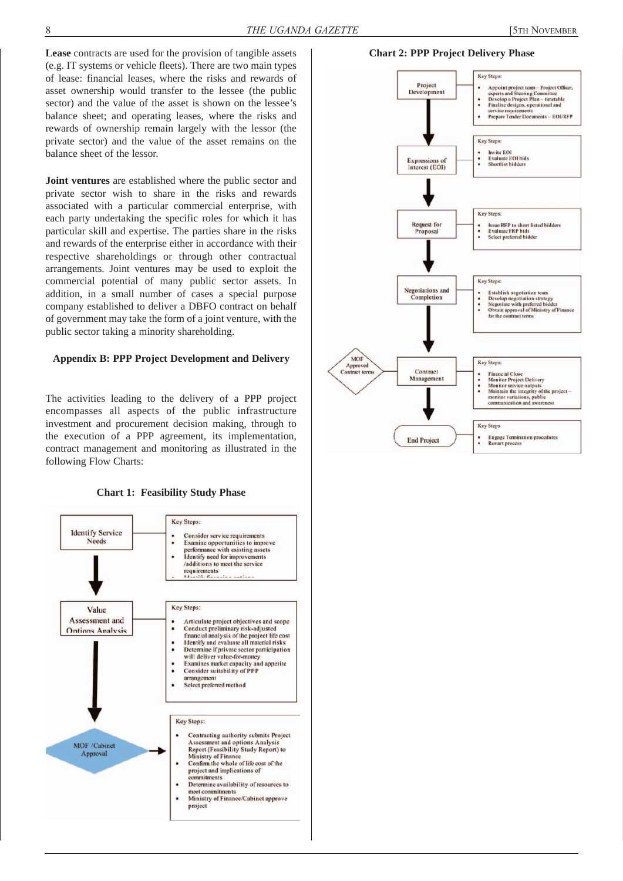**Lease** contracts are used for the provision of tangible assets (e.g. IT systems or vehicle fleets). There are two main types of lease: financial leases, where the risks and rewards of asset ownership would transfer to the lessee (the public sector) and the value of the asset is shown on the lessee's balance sheet; and operating leases, where the risks and rewards of ownership remain largely with the lessor (the private sector) and the value of the asset remains on the balance sheet of the lessor.

**Joint ventures** are established where the public sector and private sector wish to share in the risks and rewards associated with a particular commercial enterprise, with each party undertaking the specific roles for which it has particular skill and expertise. The parties share in the risks and rewards of the enterprise either in accordance with their respective shareholdings or through other contractual arrangements. Joint ventures may be used to exploit the commercial potential of many public sector assets. In addition, in a small number of cases a special purpose company established to deliver a DBFO contract on behalf of government may take the form of a joint venture, with the public sector taking a minority shareholding.

## Appendix B: PPP Project Development and Delivery

The activities leading to the delivery of a PPP project encompasses all aspects of the public infrastructure investment and procurement decision making, through to the execution of a PPP agreement, its implementation, contract management and monitoring as illustrated in the following Flow Charts:

**Chart 1: Feasibility Study Phase**

Identify Service Needs

Key Steps:
- Consider service requirements
- Examine opportunities to improve performance with existing assets
- Identify need for improvements /additions to meet the service requirements
- Identify financing options

Value Assessment and Options Analysis

Key Steps:
- Articulate project objectives and scope
- Conduct preliminary risk-adjusted financial analysis of the project life cost
- Identify and evaluate all material risks
- Determine if private sector participation will deliver value-for-money
- Examines market capacity and appetite
- Consider suitability of PPP arrangement
- Select preferred method

MOF /Cabinet Approval

Key Steps:
- Contracting authority submits Project Assessment and options Analysis Report (Feasibility Study Report) to Ministry of Finance
- Confirm the whole of life cost of the project and implications of commitments
- Determine availability of resources to meet commitments
- Ministry of Finance/Cabinet approve project

**Chart 2: PPP Project Delivery Phase**

Project Development

Key Steps:
- Appoint project team – Project Officer, experts and Steering Committee
- Develop a Project Plan – timetable
- Finalise designs, operational and service requirements
- Prepare Tender Documents – EOI/RFP

Expressions of Interest (EOI)

Key Steps:
- Invite EOI
- Evaluate EOI bids
- Shortlist bidders

Request for Proposal

Key Steps:
- Issue RFP to short listed bidders
- Evaluate FRP bids
- Select preferred bidder

Negotiations and Completion

Key Steps:
- Establish negotiation team
- Develop negotiation strategy
- Negotiate with preferred bidder
- Obtain approval of Ministry of Finance for the contract terms

MOF Approved Contract terms

Contract Management

Key Steps:
- Financial Close
- Monitor Project Delivery
- Monitor service outputs
- Maintain the integrity of the project – monitor variations, public communication and awareness

End Project

Key Steps
- Engage Termination procedures
- Restart process